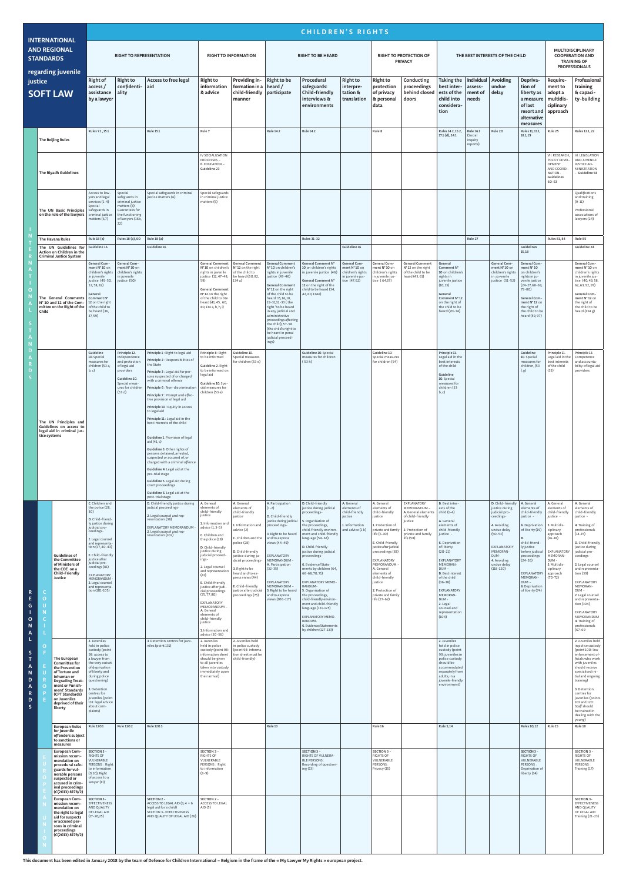# INTERNATIONAL AND REGIONAL STANDARDS regarding juvenile justice – SOFT LAW

## CHILDREN'S RIGHTS

| | Standard | RIGHT TO REPRESENTATION | | | RIGHT TO INFORMATION | | RIGHT TO BE HEARD | | | RIGHT TO PROTECTION OF PRIVACY | | THE BEST INTERESTS OF THE CHILD | | | | MULTIDISCIPLINARY COOPERATION AND TRAINING OF PROFESSIONALS | |
|---|---|---|---|---|---|---|---|---|---|---|---|---|---|---|---|---|---|
| | | Right of access / assistance by a lawyer | Right to confidentiality | Access to free legal aid | Right to information & advice | Providing information in a child-friendly manner | Right to be heard / participate | Procedural safeguards: Child-friendly interviews & environments | Right to interpretation & translation | Right to protection of privacy & personal data | Conducting proceedings behind closed doors | Taking the best interests of the child into consideration | Individual assessment of needs | Avoiding undue delay | Deprivation of liberty as a measure of last resort and alternative measures | Requirement to adopt a multidisciplinary approach | Professional training & capacity-building |
| INTERNATIONAL STANDARDS | The Beijing Rules | Rules 7.1, 15.1 | | Rule 15.1 | Rule 7 | | Rule 14.2 | Rule 14.2 | | Rule 8 | | Rules 14.2, 15.2, 17.1 (d), 24.1 | Rule 16.1 (Social inquiry reports) | Rule 20 | Rules 11, 13.1, 18.1, 19 | Rule 25 | Rules 12.1, 22 |
| INTERNATIONAL STANDARDS | The Riyadh Guidelines | | | | IV SOCIALIZATION PROCESSES – B. EDUCATION – Guideline 23 | | | | | | | | | | | VII. RESEARCH, POLICY DEVELOPMENT AND COORDINATION - Guidelines 60-63 | VI. LEGISLATION AND JUVENILE JUSTICE ADMINISTRATION - Guideline 58 |
| INTERNATIONAL STANDARDS | The UN Basic Principles on the role of the lawyers | Access to lawyers and legal services (1-4) Special safeguards in criminal justice matters (6,7) | Special safeguards in criminal justice matters (8) Guarantees for the functioning of lawyers (16b, 22) | Special safeguards in criminal justice matters (6) | Special safeguards in criminal justice matters (5) | | | | | | | | | | | | Qualifications and training (9-11) Professional associations of lawyers (24) |
| INTERNATIONAL STANDARDS | The Havana Rules | Rule 18 (a) | Rules 18 (a), 60 | Rule 18 (a) | | | | Rules 31-32 | | | | | Rule 27 | | | Rules 81, 84 | Rule 85 |
| INTERNATIONAL STANDARDS | The UN Guidelines for Action on Children in the Criminal Justice System | Guideline 16 | | Guideline 16 | | | | | Guideline 16 | | | | | | Guidelines 15, 18 | | Guideline 24 |
| INTERNATIONAL STANDARDS | The General Comments N° 10 and 12 of the Committee on the Right of the Child | General Comment N° 10 on children's rights in juvenile justice (49-50, 52, 58, 82) General Comment N° 12 on the right of the child to be heard (36, 37, 59) | General Comment N° 10 on children's rights in juvenile justice (50) | | General Comment N° 10 on children's rights in juvenile justice (12, 47-48, 59) General Comment N° 12 on the right of the child to be heard (41, 45, 60, 80, 134 a, b, h, i) | General Comment N° 12 on the right of the child to be heard (60, 82, 134 a) | General Comment N° 10 on children's rights in juvenile justice (43-46) General Comment N° 12 on the right of the child to be heard 35, 16, 18, 19-31, 32-33 ( the right "to be heard in any judicial and administrative proceedings affecting the child), 57-58 (the child's right to be heard in penal judicial proceedings) | General Comment N° 10 on children's rights in juvenile justice (46) General Comment N° 12 on the right of the child to be heard (34, 42, 60, 134e) | General Comment N° 10 on children's rights in juvenile justice (47, 62) | General Comment N° 10 on children's rights in juvenile justice (64,67) | General Comment N° 12 on the right of the child to be heard (43, 61) | General Comment N° 10 on children's rights in juvenile justice (10, 13) General Comment N° 12 on the right of the child to be heard (70-74) | | General Comment N° 10 on children's rights in juvenile justice (51-52) | General Comment N° 10 on children's rights in juvenile justice (24-27, 68-69, 79-80) General Comment N° 12 on the right of the child to be heard (59, 97) | | General Comment N° 10 on children's rights in juvenile justice (40, 49, 58, 62, 63, 92, 97) General Comment N° 12 on the right of the child to be heard (134 g) |
| INTERNATIONAL STANDARDS | The UN Principles and Guidelines on access to legal aid in criminal justice systems | Guideline 10. Special measures for children (53 a, b, c) | Principle 12. Independence and protection of legal aid providers Guideline 10. Special measures for children (53 d) | Principle 1 : Right to legal aid Principle 2 : Responsibilities of the State Principle 3 : Legal aid for persons suspected of or charged with a criminal offence Principle 6 : Non-discrimination Principle 7 : Prompt and effective provision of legal aid Principle 10 : Equity in access to legal aid Principle 11 : Legal aid in the best interests of the child Guideline 1. Provision of legal aid (41, c) Guideline 3. Other rights of persons detained, arrested, suspected or accused of, or charged with a criminal offence Guideline 4. Legal aid at the pre-trial stage Guideline 5. Legal aid during court proceedings Guideline 6. Legal aid at the post-trial stage | Principle 8: Right to be informed Guideline 2. Right to be informed on legal aid Guideline 10 Special measures for children (53 e) | Guideline 10. Special measures for children (53 e) | | Guideline 10. Special measures for children (53 h) | | Guideline 10. Special measures for children (54) | | Principle 11. Legal aid in the best interests of the child Guideline 10. Special measures for children (53 b, c) | | | Guideline 10. Special measures for children, (53 f, g) | Principle 11. Legal aid in the best interests of the child (35) | Principle 13. Competence and accountability of legal aid providers |
| REGIONAL STANDARDS – COUNCIL OF EUROPE | Guidelines of the Committee of Ministers of the COE on a Child-Friendly Justice | C. Children and the police (28, 30) D. Child-friendly justice during judicial proceedings- 2. Legal counsel and representation (37, 40-43) E. Child-friendly justice after judicial proceedings (81) EXPLANATORY MEMORANDUM - 2. Legal counsel and representation (101-105) | | D. Child-friendly justice during judicial proceedings- 2. Legal counsel and representation (38) EXPLANATORY MEMORANDUM 2. Legal counsel and representation (102) | A. General elements of child-friendly justice 1. Information and advice (1, 3-5) C. Children and the police (28) D. Child-friendly justice during judicial proceedings- 2. Legal counsel and representation (41) E. Child-friendly justice after judicial proceedings (75, 77, 80) EXPLANATORY MEMORANDUM – A. General elements of child-friendly justice 1. Information and advice (50-56) | A. General elements of child-friendly justice 1. Information and advice (2) C. Children and the police (28) D. Child-friendly justice during judicial proceedings- 3. Right to be heard and to express views (44) E. Child-friendly justice after judicial proceedings (75) | A. Participation (1-2) D. Child-friendly justice during judicial proceedings- 3. Right to be heard and to express views (44-49) EXPLANATORY MEMORANDUM - A. Participation (32-35) EXPLANATORY MEMORANDUM – 3. Right to be heard and to express views (106-117) | D. Child-friendly justice during judicial proceedings- 5. Organisation of the proceedings, child-friendly environment and child-friendly language (54-63) D. Child-friendly justice during judicial proceedings- 6. Evidence/Statements by children (64, 66-68, 70, 71) EXPLANATORY MEMORANDUM - 5. Organisation of the proceedings, child-friendly environment and child-friendly language (121-125) EXPLANATORY MEMORANDUM - 6. Evidence/Statements by children (127-133) | A. General elements of child-friendly justice 1. Information and advice (1 k) | A. General elements of child-friendly justice 1. Protection of private and family life (6-10) E. Child-friendly justice after judicial proceedings (83) EXPLANATORY MEMORANDUM - A. General elements of child-friendly justice 2. Protection of private and family life (57-62) | EXPLANATORY MEMORANDUM - A. General elements of child-friendly justice 2. Protection of private and family life (58) | B. Best interests of the child (1-4) A. General elements of child-friendly justice - 6. Deprivation of liberty (20-21) EXPLANATORY MEMORANDUM - B. Best interest of the child (36-38) EXPLANATORY MEMORANDUM - 2. Legal counsel and representation (104) | | D. Child-friendly justice during judicial proceedings- 4. Avoiding undue delay (50-53) EXPLANATORY MEMORANDUM- 4. Avoiding undue delay (118-120) | A. General elements of child-friendly justice - 6. Deprivation of liberty (19) B. child-friendly justice before judicial proceedings (24-26) EXPLANATORY MEMORANDUM - 6. Deprivation of liberty (74) | A. General elements of child-friendly justice - 5. Multidisciplinary approach (16-18) EXPLANATORY MEMORANDUM - 5. Multidisciplinary approach (70-72) | A. General elements of child-friendly justice - 4. Training of professionals (14-15) D. Child-friendly justice during judicial proceedings- 2. Legal counsel and representation (39) EXPLANATORY MEMORANDUM - 2. Legal counsel and representation (104) EXPLANATORY MEMORANDUM 4. Training of professionals (67-69) |
| REGIONAL STANDARDS – COUNCIL OF EUROPE | The European Committee for the Prevention of Torture and Inhuman or Degrading Treatment or Punishment' Standards (CPT Standards) on Juveniles deprived of their liberty | 2. Juveniles held in police custody (point 98: access to a lawyer from the very outset of deprivation of liberty and during police questioning) 3. Detention centres for juveniles (point 131: legal advice about complaints) | | 3. Detention centres for juveniles (point 131) | 2. Juveniles held in police custody (point 98: information sheet should be given to all juveniles taken into custody immediately upon their arrival) | 2. Juveniles held in police custody (point 98: information sheet must be child-friendly) | | | | | | 2. Juveniles held in police custody (point 99: juveniles in police custody should be accommodated separately from adults, in a juvenile-friendly environment) | | | | | 2. Juveniles held in police custody (point 100: law enforcement officials who work with juveniles should receive specialised initial and ongoing training) 3. Detention centres for juveniles (points 101 and 120: Staff should be trained in dealing with the young) |
| REGIONAL STANDARDS – COUNCIL OF EUROPE | European Rules for juvenile offenders subject to sanctions or measures | Rule 120.1 | Rule 120.2 | Rule 120.3 | | | Rule 13 | | | Rule 16 | | Rule 5, 14 | | | Rules 10, 12 | Rule 15 | Rule 18 |
| REGIONAL STANDARDS – EUROPEAN UNION | European Commission recommendation on procedural safeguards for vulnerable persons suspected or accused in criminal proceedings (C(2013) 8178/2) | SECTION 3 – RIGHTS OF VULNERABLE PERSONS: Right to information (9, 10), Right of access to a lawyer (11) | | | SECTION 3 – RIGHTS OF VULNERABLE PERSONS: Right to information (8-9) | | | SECTION 3 – RIGHTS OF VULNERABLE PERSONS: Recording of questioning (13) | | SECTION 3 – RIGHTS OF VULNERABLE PERSONS: Privacy (15) | | | | | SECTION 3 – RIGHTS OF VULNERABLE PERSONS: Deprivation of liberty (14) | | SECTION 3 – RIGHTS OF VULNERABLE PERSONS: Training (17) |
| REGIONAL STANDARDS – EUROPEAN UNION | European Commission recommendation on the right to legal aid for suspects or accused persons in criminal proceedings (C(2013) 8179/2) | SECTION 3- EFFECTIVENESS AND QUALITY OF LEGAL AID (17-20,25) | | SECTION 2 – ACCESS TO LEGAL AID (3, 4 + 6 legal aid for a child) SECTION 3- EFFECTIVENESS AND QUALITY OF LEGAL AID (26) | SECTION 2 – ACCESS TO LEGAL AID (5) | | | | | | | | | | | | SECTION 3- EFFECTIVENESS AND QUALITY OF LEGAL AID Training (21-23) |

This document has been edited in January 2018 by the team of Defence for Children International – Belgium in the frame of the « My Lawyer My Rights » european project.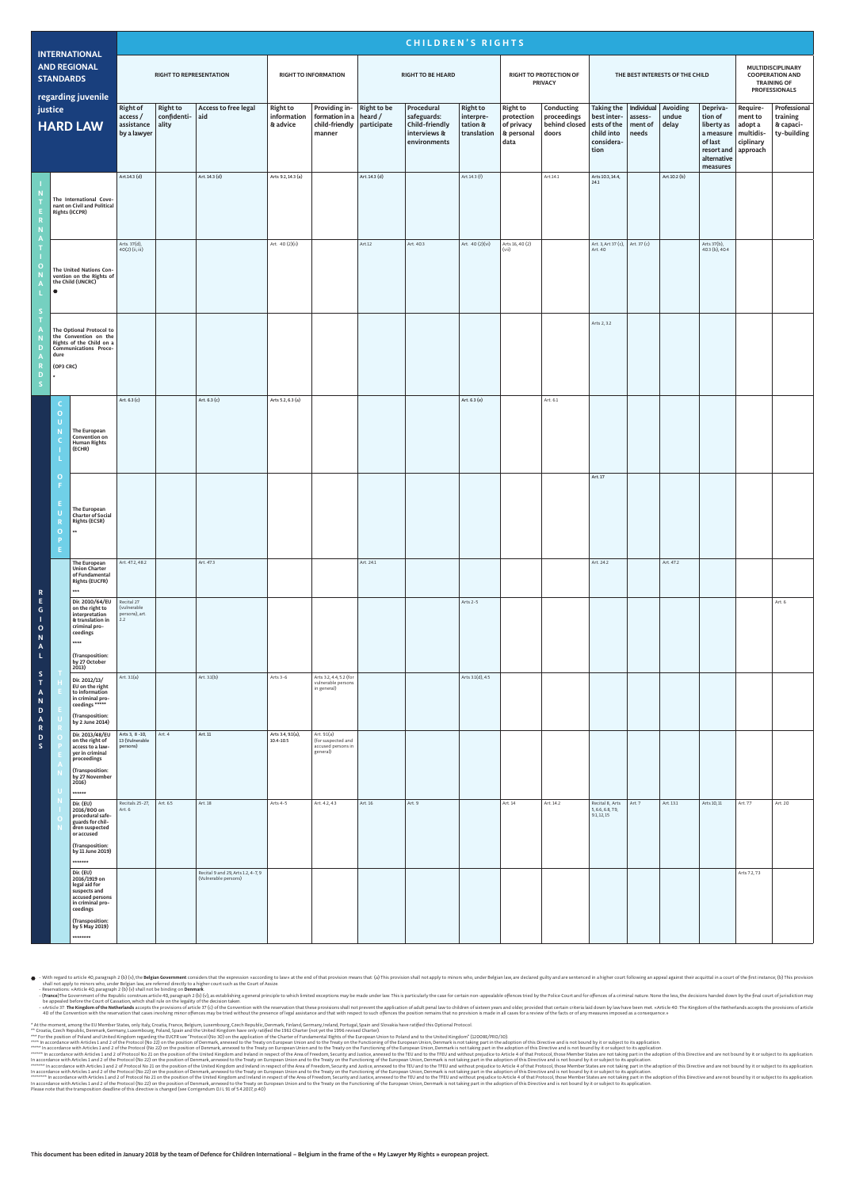| INTERNATIONAL AND REGIONAL STANDARDS regarding juvenile justice HARD LAW | | CHILDREN'S RIGHTS | | | | | | | | | | | | | | | | |
|---|---|---|---|---|---|---|---|---|---|---|---|---|---|---|---|---|---|---|
| | | RIGHT TO REPRESENTATION | | | RIGHT TO INFORMATION | | RIGHT TO BE HEARD | | | RIGHT TO PROTECTION OF PRIVACY | | THE BEST INTERESTS OF THE CHILD | | | | MULTIDISCIPLINARY COOPERATION AND TRAINING OF PROFESSIONALS | | |
| | | Right of access / assistance by a lawyer | Right to confidentiality | Access to free legal aid | Right to information & advice | Providing information in a child-friendly manner | Right to be heard / participate | Procedural safeguards: Child-friendly interviews & environments | Right to interpretation & translation | Right to protection of privacy & personal data | Conducting proceedings behind closed doors | Taking the best interests of the child into consideration | Individual assessment of needs | Avoiding undue delay | Deprivation of liberty as a measure of last resort and alternative measures | Requirement to adopt a multidisciplinary approach | Professional training & capacity-building |
| INTERNATIONAL STANDARDS | The International Covenant on Civil and Political Rights (ICCPR) | Art.14.3 (d) | | Art.14.3 (d) | Arts 9.2, 14.3 (a) | | Art.14.3 (d) | | Art.14.3 (f) | | Art.14.1 | Arts 10.3, 14.4, 24.1 | | Art.10.2 (b) | | | |
| | The United Nations Convention on the Rights of the Child (UNCRC) ● | Arts. 37(d), 40(2) (ii, iii) | | | Art. 40 (2)(ii) | | Art.12 | Art. 40.3 | Art. 40 (2)(vi) | Arts 16, 40 (2)(vii) | | Art. 3, Art 37 (c), Art. 40 | Art. 37 (c) | | Arts 37(b), 40.3 (b), 40.4 | | |
| | The Optional Protocol to the Convention on the Rights of the Child on a Communications Procedure (OP3 CRC) * | | | | | | | | | | | Arts 2, 3.2 | | | | | |
| REGIONAL STANDARDS — COUNCIL OF EUROPE | The European Convention on Human Rights (ECHR) | Art. 6.3 (c) | | Art. 6.3 (c) | Arts 5.2, 6.3 (a) | | | | Art. 6.3 (e) | | Art. 6.1 | | | | | | |
| | The European Charter of Social Rights (ECSR) ** | | | | | | | | | | | Art. 17 | | | | | |
| REGIONAL STANDARDS — THE EUROPEAN UNION | The European Union Charter of Fundamental Rights (EUCFR) *** | Art. 47.2, 48.2 | | Art. 47.3 | | | Art. 24.1 | | | | | Art. 24.2 | | Art. 47.2 | | | |
| | Dir. 2010/64/EU on the right to interpretation & translation in criminal proceedings **** (Transposition: by 27 October 2013) | Recital 27 (vulnerable persons), art. 2.2 | | | | | | | Arts 2–5 | | | | | | | | Art. 6 |
| | Dir. 2012/13/EU on the right to information in criminal proceedings ***** (Transposition: by 2 June 2014) | Art. 3.1(a) | | Art. 3.1(b) | Arts 3–6 | Arts 3.2, 4.4, 5.2 (for vulnerable persons in general) | | | Arts 3.1(d), 4.5 | | | | | | | | |
| | Dir. 2013/48/EU on the right of access to a lawyer in criminal proceedings (Transposition: by 27 November 2016) ****** | Arts 3, 8–10, 13 (Vulnerable persons) | Art. 4 | Art. 11 | Arts 3.4, 9.1(a), 10.4-10.5 | Art. 9.1(a) (for suspected and accused persons in general) | | | | | | | | | | | |
| | Dir. (EU) 2016/800 on procedural safeguards for children suspected or accused (Transposition: by 11 June 2019) ******* | Recitals 25–27, Art. 6 | Art. 6.5 | Art. 18 | Arts 4–5 | Art. 4.2, 4.3 | Art. 16 | Art. 9 | | Art. 14 | Art. 14.2 | Recital 8, Arts 5, 6.6, 6.8, 7.5, 9.1, 12, 15 | Art. 7 | Art. 13.1 | Arts 10, 11 | Art. 7.7 | Art. 20 |
| | Dir. (EU) 2016/1919 on legal aid for suspects and accused persons in criminal proceedings (Transposition: by 5 May 2019) ******** | | | Recital 9 and 29, Arts 1.2, 4–7, 9 (Vulnerable persons) | | | | | | | | | | | | Arts 7.2, 7.3 | |

● - With regard to article 40, paragraph 2 (b) (v), the **Belgian Government** considers that the expression «according to law» at the end of that provision means that: (a) This provision shall not apply to minors who, under Belgian law, are declared guilty and are sentenced in a higher court following an appeal against their acquittal in a court of the first instance; (b) This provision shall not apply to minors who, under Belgian law, are referred directly to a higher court such as the Court of Assize.
- Reservations: «Article 40, paragraph 2 (b) (v) shall not be binding on **Denmark**.
- (**France**)The Government of the Republic construes article 40, paragraph 2 (b) (v), as establishing a general principle to which limited exceptions may be made under law. This is particularly the case for certain non-appealable offences tried by the Police Court and for offences of a criminal nature. None the less, the decisions handed down by the final court of jurisdiction may be appealed before the Court of Cassation, which shall rule on the legality of the decision taken.
- «Article 37: **The Kingdom of the Netherlands** accepts the provisions of article 37 (c) of the Convention with the reservation that these provisions shall not prevent the application of adult penal law to children of sixteen years and older, provided that certain criteria laid down by law have been met. «Article 40: The Kingdom of the Netherlands accepts the provisions of article 40 of the Convention with the reservation that cases involving minor offences may be tried without the presence of legal assistance and that with respect to such offences the position remains that no provision is made in all cases for a review of the facts or of any measures imposed as a consequence.»

* At the moment, among the EU Member States, only Italy, Croatia, France, Belgium, Luxembourg, Czech Republic, Denmark, Finland, Germany, Ireland, Portugal, Spain and Slovakia have ratified this Optional Protocol.
** Croatia, Czech Republic, Denmark, Germany, Luxembourg, Poland, Spain and the United Kingdom have only ratified the 1961 Charter (not yet the 1996 revised Charter).
*** For the position of Poland and United Kingdom regarding the EUCFR see "Protocol (No 30) on the application of the Charter of Fundamental Rights of the European Union to Poland and to the United Kingdom" (12008E/PRO/30).
**** In accordance with Articles 1 and 2 of the Protocol (No 22) on the position of Denmark, annexed to the Treaty on European Union and to the Treaty on the Functioning of the European Union, Denmark is not taking part in the adoption of this Directive and is not bound by it or subject to its application.
***** In accordance with Articles 1 and 2 of the Protocol (No 22) on the position of Denmark, annexed to the Treaty on European Union and to the Treaty on the Functioning of the European Union, Denmark is not taking part in the adoption of this Directive and is not bound by it or subject to its application.
****** In accordance with Articles 1 and 2 of Protocol No 21 on the position of the United Kingdom and Ireland in respect of the Area of Freedom, Security and Justice, annexed to the TEU and to the TFEU and without prejudice to Article 4 of that Protocol, those Member States are not taking part in the adoption of this Directive and are not bound by it or subject to its application. In accordance with Articles 1 and 2 of the Protocol (No 22) on the position of Denmark, annexed to the Treaty on European Union and to the Treaty on the Functioning of the European Union, Denmark is not taking part in the adoption of this Directive and is not bound by it or subject to its application.
******* In accordance with Articles 1 and 2 of Protocol No 21 on the position of the United Kingdom and Ireland in respect of the Area of Freedom, Security and Justice, annexed to the TEU and to the TFEU and without prejudice to Article 4 of that Protocol, those Member States are not taking part in the adoption of this Directive and are not bound by it or subject to its application. In accordance with Articles 1 and 2 of the Protocol (No 22) on the position of Denmark, annexed to the Treaty on European Union and to the Treaty on the Functioning of the European Union, Denmark is not taking part in the adoption of this Directive and is not bound by it or subject to its application.
******** In accordance with Articles 1 and 2 of Protocol No 21 on the position of the United Kingdom and Ireland in respect of the Area of Freedom, Security and Justice, annexed to the TEU and to the TFEU and without prejudice to Article 4 of that Protocol, those Member States are not taking part in the adoption of this Directive and are not bound by it or subject to its application. In accordance with Articles 1 and 2 of the Protocol (No 22) on the position of Denmark, annexed to the Treaty on European Union and to the Treaty on the Functioning of the European Union, Denmark is not taking part in the adoption of this Directive and is not bound by it or subject to its application.
Please note that the transposition deadline of this directive is changed (see Corrigendum OJ L 91 of 5.4.2017, p.40)

**This document has been edited in January 2018 by the team of Defence for Children International – Belgium in the frame of the « My Lawyer My Rights » european project.**